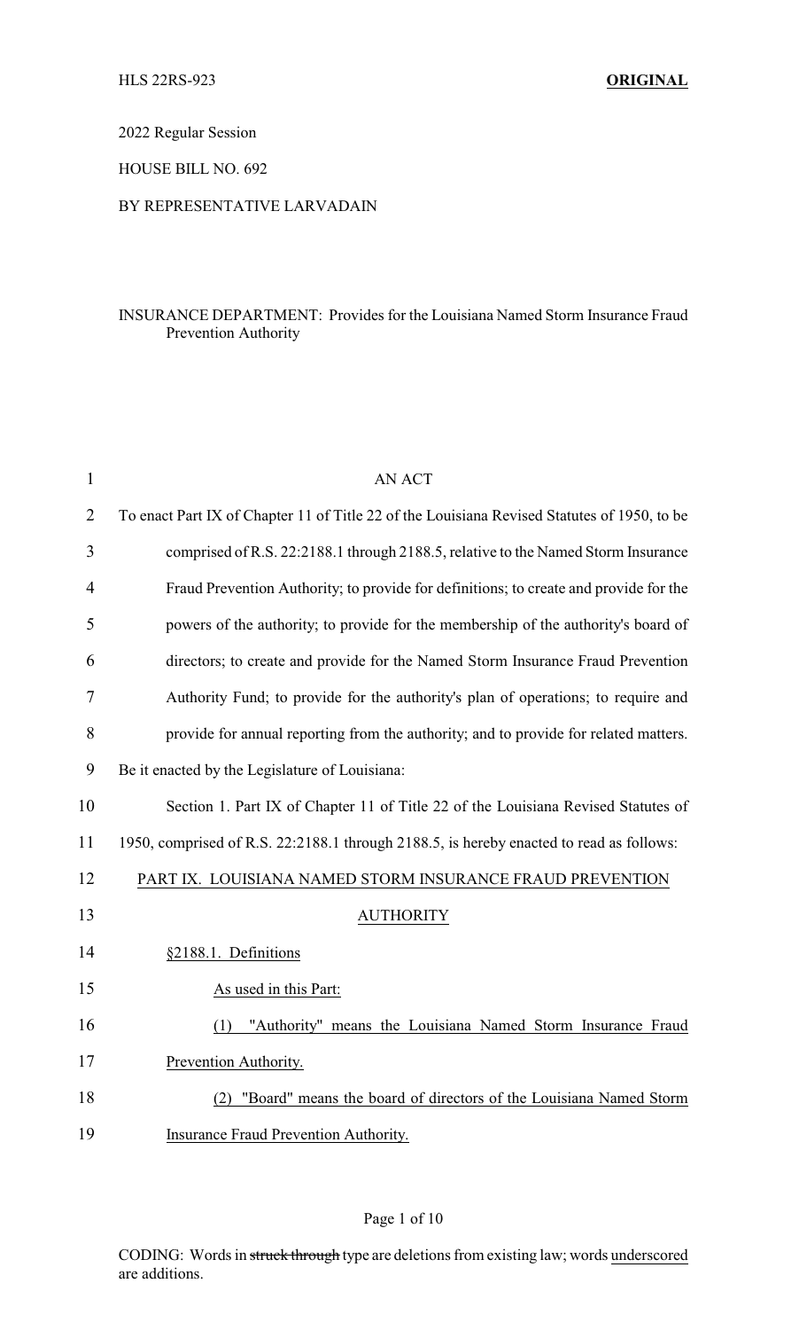HLS 22RS-923 **ORIGINAL**

2022 Regular Session

HOUSE BILL NO. 692

BY REPRESENTATIVE LARVADAIN

INSURANCE DEPARTMENT: Provides for the Louisiana Named Storm Insurance Fraud Prevention Authority

AN ACT

To enact Part IX of Chapter 11 of Title 22 of the Louisiana Revised Statutes of 1950, to be comprised of R.S. 22:2188.1 through 2188.5, relative to the Named Storm Insurance Fraud Prevention Authority; to provide for definitions; to create and provide for the powers of the authority; to provide for the membership of the authority's board of directors; to create and provide for the Named Storm Insurance Fraud Prevention Authority Fund; to provide for the authority's plan of operations; to require and provide for annual reporting from the authority; and to provide for related matters.

Be it enacted by the Legislature of Louisiana:

Section 1. Part IX of Chapter 11 of Title 22 of the Louisiana Revised Statutes of 1950, comprised of R.S. 22:2188.1 through 2188.5, is hereby enacted to read as follows:

PART IX. LOUISIANA NAMED STORM INSURANCE FRAUD PREVENTION AUTHORITY

§2188.1. Definitions

As used in this Part:

(1) "Authority" means the Louisiana Named Storm Insurance Fraud Prevention Authority.

(2) "Board" means the board of directors of the Louisiana Named Storm Insurance Fraud Prevention Authority.

CODING: Words in ~~struck through~~ type are deletions from existing law; words underscored are additions.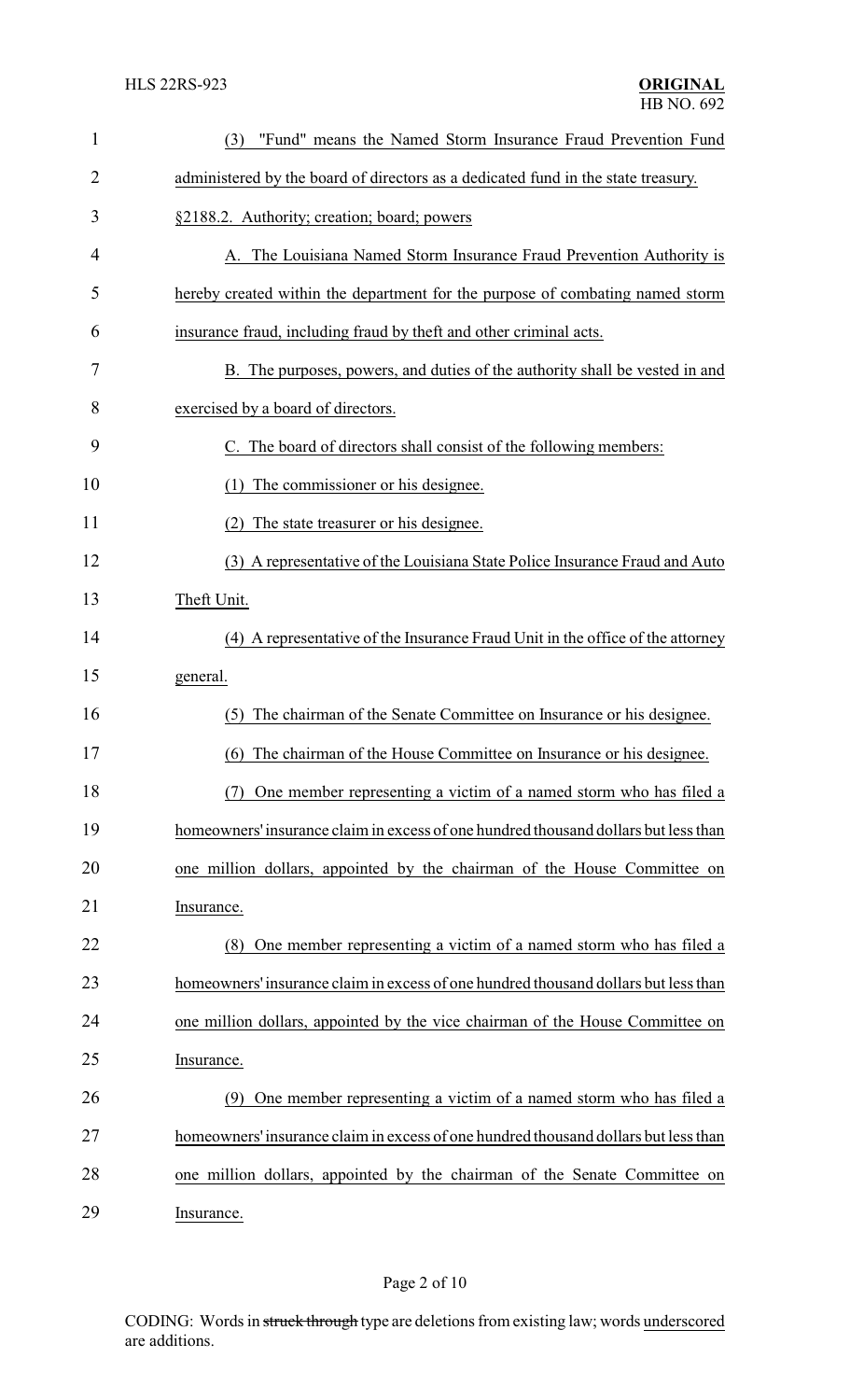(3) "Fund" means the Named Storm Insurance Fraud Prevention Fund administered by the board of directors as a dedicated fund in the state treasury.

§2188.2. Authority; creation; board; powers

A. The Louisiana Named Storm Insurance Fraud Prevention Authority is hereby created within the department for the purpose of combating named storm insurance fraud, including fraud by theft and other criminal acts.

B. The purposes, powers, and duties of the authority shall be vested in and exercised by a board of directors.

C. The board of directors shall consist of the following members:

(1) The commissioner or his designee.

(2) The state treasurer or his designee.

(3) A representative of the Louisiana State Police Insurance Fraud and Auto Theft Unit.

(4) A representative of the Insurance Fraud Unit in the office of the attorney general.

(5) The chairman of the Senate Committee on Insurance or his designee.

(6) The chairman of the House Committee on Insurance or his designee.

(7) One member representing a victim of a named storm who has filed a homeowners' insurance claim in excess of one hundred thousand dollars but less than one million dollars, appointed by the chairman of the House Committee on Insurance.

(8) One member representing a victim of a named storm who has filed a homeowners' insurance claim in excess of one hundred thousand dollars but less than one million dollars, appointed by the vice chairman of the House Committee on Insurance.

(9) One member representing a victim of a named storm who has filed a homeowners' insurance claim in excess of one hundred thousand dollars but less than one million dollars, appointed by the chairman of the Senate Committee on Insurance.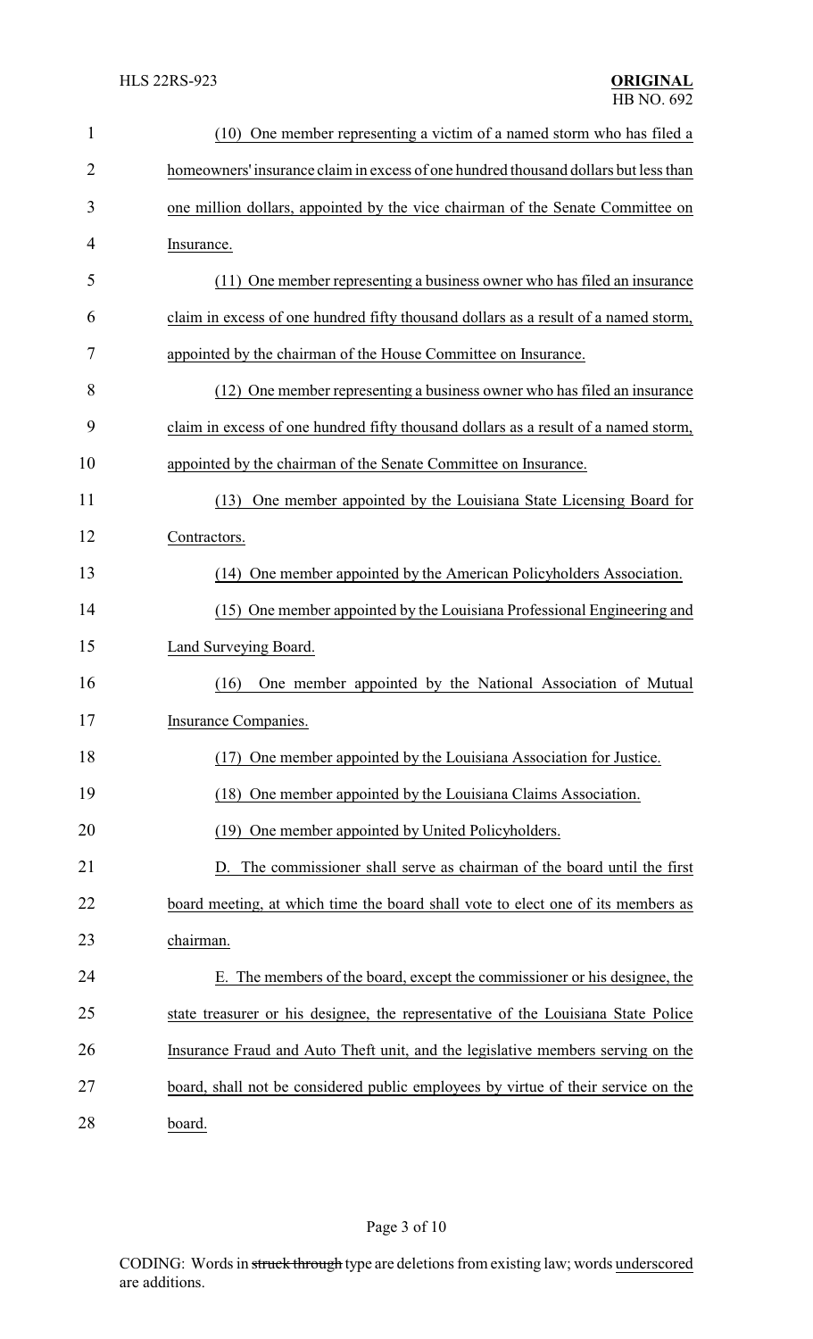(10) One member representing a victim of a named storm who has filed a homeowners' insurance claim in excess of one hundred thousand dollars but less than one million dollars, appointed by the vice chairman of the Senate Committee on Insurance.

(11) One member representing a business owner who has filed an insurance claim in excess of one hundred fifty thousand dollars as a result of a named storm, appointed by the chairman of the House Committee on Insurance.

(12) One member representing a business owner who has filed an insurance claim in excess of one hundred fifty thousand dollars as a result of a named storm, appointed by the chairman of the Senate Committee on Insurance.

(13) One member appointed by the Louisiana State Licensing Board for Contractors.

(14) One member appointed by the American Policyholders Association.

(15) One member appointed by the Louisiana Professional Engineering and Land Surveying Board.

(16) One member appointed by the National Association of Mutual Insurance Companies.

(17) One member appointed by the Louisiana Association for Justice.

(18) One member appointed by the Louisiana Claims Association.

(19) One member appointed by United Policyholders.

D. The commissioner shall serve as chairman of the board until the first board meeting, at which time the board shall vote to elect one of its members as chairman.

E. The members of the board, except the commissioner or his designee, the state treasurer or his designee, the representative of the Louisiana State Police Insurance Fraud and Auto Theft unit, and the legislative members serving on the board, shall not be considered public employees by virtue of their service on the board.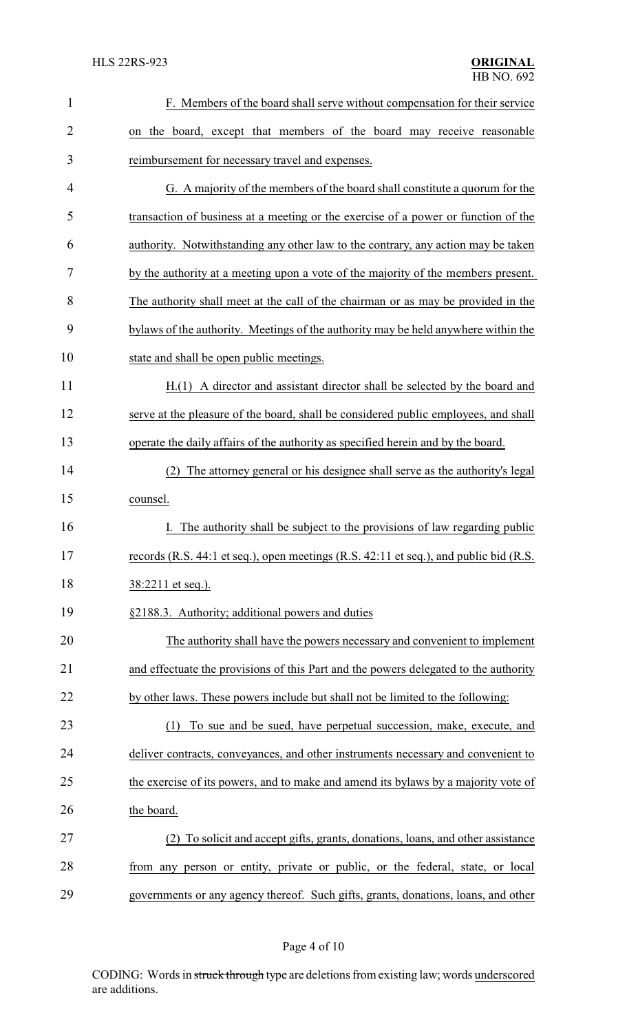F. Members of the board shall serve without compensation for their service on the board, except that members of the board may receive reasonable reimbursement for necessary travel and expenses.

G. A majority of the members of the board shall constitute a quorum for the transaction of business at a meeting or the exercise of a power or function of the authority. Notwithstanding any other law to the contrary, any action may be taken by the authority at a meeting upon a vote of the majority of the members present. The authority shall meet at the call of the chairman or as may be provided in the bylaws of the authority. Meetings of the authority may be held anywhere within the state and shall be open public meetings.

H.(1) A director and assistant director shall be selected by the board and serve at the pleasure of the board, shall be considered public employees, and shall operate the daily affairs of the authority as specified herein and by the board.

(2) The attorney general or his designee shall serve as the authority's legal counsel.

I. The authority shall be subject to the provisions of law regarding public records (R.S. 44:1 et seq.), open meetings (R.S. 42:11 et seq.), and public bid (R.S. 38:2211 et seq.).

§2188.3. Authority; additional powers and duties

The authority shall have the powers necessary and convenient to implement and effectuate the provisions of this Part and the powers delegated to the authority by other laws. These powers include but shall not be limited to the following:

(1) To sue and be sued, have perpetual succession, make, execute, and deliver contracts, conveyances, and other instruments necessary and convenient to the exercise of its powers, and to make and amend its bylaws by a majority vote of the board.

(2) To solicit and accept gifts, grants, donations, loans, and other assistance from any person or entity, private or public, or the federal, state, or local governments or any agency thereof. Such gifts, grants, donations, loans, and other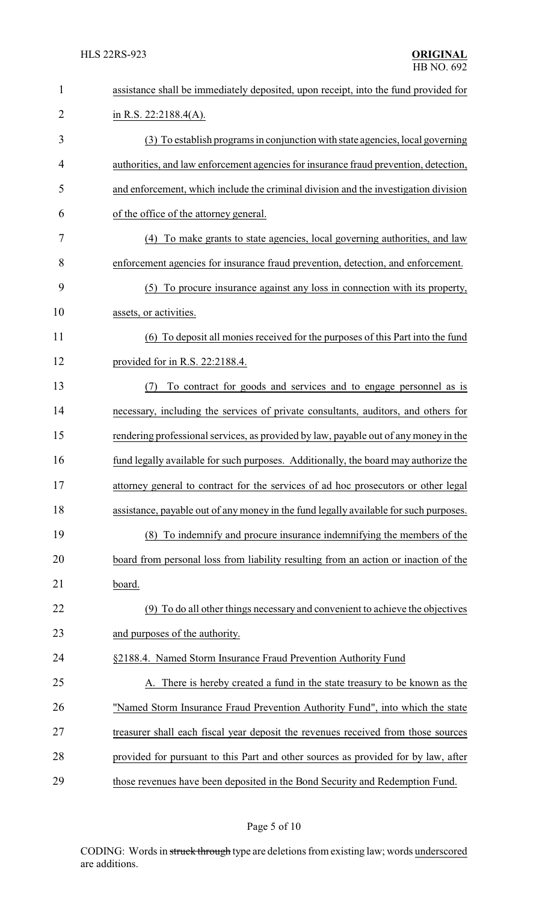assistance shall be immediately deposited, upon receipt, into the fund provided for in R.S. 22:2188.4(A).

(3) To establish programs in conjunction with state agencies, local governing authorities, and law enforcement agencies for insurance fraud prevention, detection, and enforcement, which include the criminal division and the investigation division of the office of the attorney general.

(4) To make grants to state agencies, local governing authorities, and law enforcement agencies for insurance fraud prevention, detection, and enforcement.

(5) To procure insurance against any loss in connection with its property, assets, or activities.

(6) To deposit all monies received for the purposes of this Part into the fund provided for in R.S. 22:2188.4.

(7) To contract for goods and services and to engage personnel as is necessary, including the services of private consultants, auditors, and others for rendering professional services, as provided by law, payable out of any money in the fund legally available for such purposes. Additionally, the board may authorize the attorney general to contract for the services of ad hoc prosecutors or other legal assistance, payable out of any money in the fund legally available for such purposes.

(8) To indemnify and procure insurance indemnifying the members of the board from personal loss from liability resulting from an action or inaction of the board.

(9) To do all other things necessary and convenient to achieve the objectives and purposes of the authority.

§2188.4. Named Storm Insurance Fraud Prevention Authority Fund

A. There is hereby created a fund in the state treasury to be known as the "Named Storm Insurance Fraud Prevention Authority Fund", into which the state treasurer shall each fiscal year deposit the revenues received from those sources provided for pursuant to this Part and other sources as provided for by law, after those revenues have been deposited in the Bond Security and Redemption Fund.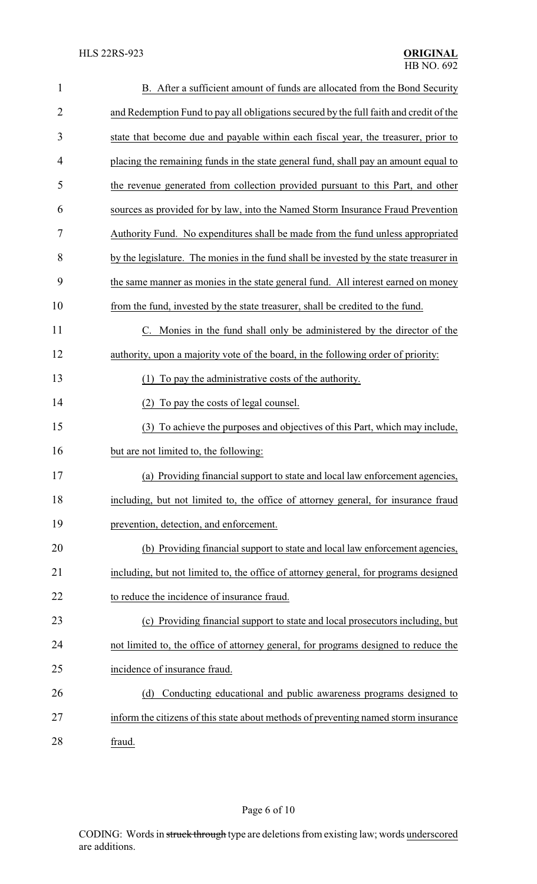B. After a sufficient amount of funds are allocated from the Bond Security and Redemption Fund to pay all obligations secured by the full faith and credit of the state that become due and payable within each fiscal year, the treasurer, prior to placing the remaining funds in the state general fund, shall pay an amount equal to the revenue generated from collection provided pursuant to this Part, and other sources as provided for by law, into the Named Storm Insurance Fraud Prevention Authority Fund. No expenditures shall be made from the fund unless appropriated by the legislature. The monies in the fund shall be invested by the state treasurer in the same manner as monies in the state general fund. All interest earned on money from the fund, invested by the state treasurer, shall be credited to the fund.

C. Monies in the fund shall only be administered by the director of the authority, upon a majority vote of the board, in the following order of priority:

(1) To pay the administrative costs of the authority.

(2) To pay the costs of legal counsel.

(3) To achieve the purposes and objectives of this Part, which may include, but are not limited to, the following:

(a) Providing financial support to state and local law enforcement agencies, including, but not limited to, the office of attorney general, for insurance fraud prevention, detection, and enforcement.

(b) Providing financial support to state and local law enforcement agencies, including, but not limited to, the office of attorney general, for programs designed to reduce the incidence of insurance fraud.

(c) Providing financial support to state and local prosecutors including, but not limited to, the office of attorney general, for programs designed to reduce the incidence of insurance fraud.

(d) Conducting educational and public awareness programs designed to inform the citizens of this state about methods of preventing named storm insurance fraud.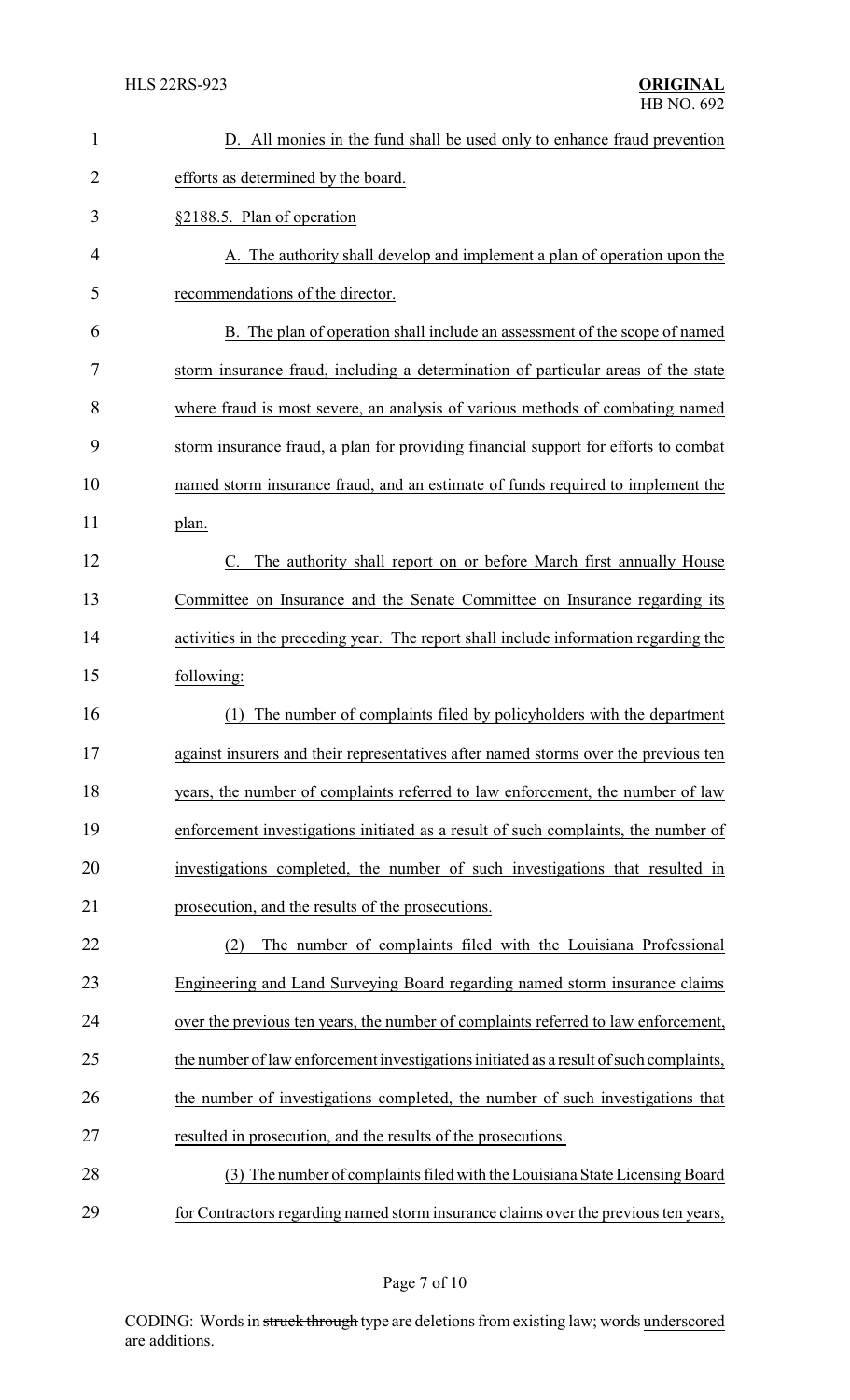D. All monies in the fund shall be used only to enhance fraud prevention efforts as determined by the board.

§2188.5. Plan of operation

A. The authority shall develop and implement a plan of operation upon the recommendations of the director.

B. The plan of operation shall include an assessment of the scope of named storm insurance fraud, including a determination of particular areas of the state where fraud is most severe, an analysis of various methods of combating named storm insurance fraud, a plan for providing financial support for efforts to combat named storm insurance fraud, and an estimate of funds required to implement the plan.

C. The authority shall report on or before March first annually House Committee on Insurance and the Senate Committee on Insurance regarding its activities in the preceding year. The report shall include information regarding the following:

(1) The number of complaints filed by policyholders with the department against insurers and their representatives after named storms over the previous ten years, the number of complaints referred to law enforcement, the number of law enforcement investigations initiated as a result of such complaints, the number of investigations completed, the number of such investigations that resulted in prosecution, and the results of the prosecutions.

(2) The number of complaints filed with the Louisiana Professional Engineering and Land Surveying Board regarding named storm insurance claims over the previous ten years, the number of complaints referred to law enforcement, the number of law enforcement investigations initiated as a result of such complaints, the number of investigations completed, the number of such investigations that resulted in prosecution, and the results of the prosecutions.

(3) The number of complaints filed with the Louisiana State Licensing Board for Contractors regarding named storm insurance claims over the previous ten years,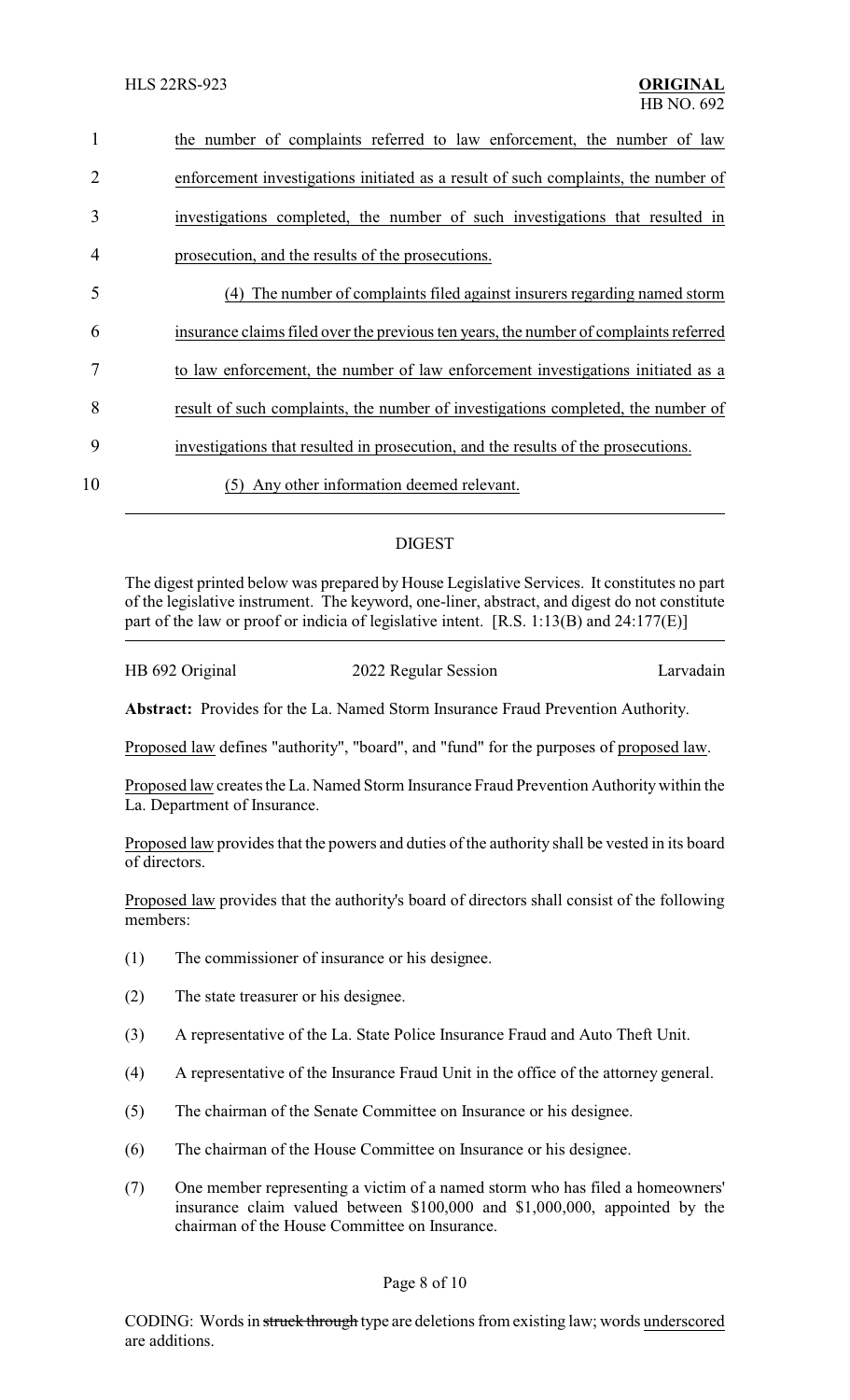the number of complaints referred to law enforcement, the number of law enforcement investigations initiated as a result of such complaints, the number of investigations completed, the number of such investigations that resulted in prosecution, and the results of the prosecutions.

(4) The number of complaints filed against insurers regarding named storm insurance claims filed over the previous ten years, the number of complaints referred to law enforcement, the number of law enforcement investigations initiated as a result of such complaints, the number of investigations completed, the number of investigations that resulted in prosecution, and the results of the prosecutions.

(5) Any other information deemed relevant.

## DIGEST

The digest printed below was prepared by House Legislative Services. It constitutes no part of the legislative instrument. The keyword, one-liner, abstract, and digest do not constitute part of the law or proof or indicia of legislative intent. [R.S. 1:13(B) and 24:177(E)]

HB 692 Original — 2022 Regular Session — Larvadain

**Abstract:** Provides for the La. Named Storm Insurance Fraud Prevention Authority.

Proposed law defines "authority", "board", and "fund" for the purposes of proposed law.

Proposed law creates the La. Named Storm Insurance Fraud Prevention Authority within the La. Department of Insurance.

Proposed law provides that the powers and duties of the authority shall be vested in its board of directors.

Proposed law provides that the authority's board of directors shall consist of the following members:

(1) The commissioner of insurance or his designee.

(2) The state treasurer or his designee.

(3) A representative of the La. State Police Insurance Fraud and Auto Theft Unit.

(4) A representative of the Insurance Fraud Unit in the office of the attorney general.

(5) The chairman of the Senate Committee on Insurance or his designee.

(6) The chairman of the House Committee on Insurance or his designee.

(7) One member representing a victim of a named storm who has filed a homeowners' insurance claim valued between $100,000 and $1,000,000, appointed by the chairman of the House Committee on Insurance.

CODING: Words in ~~struck through~~ type are deletions from existing law; words underscored are additions.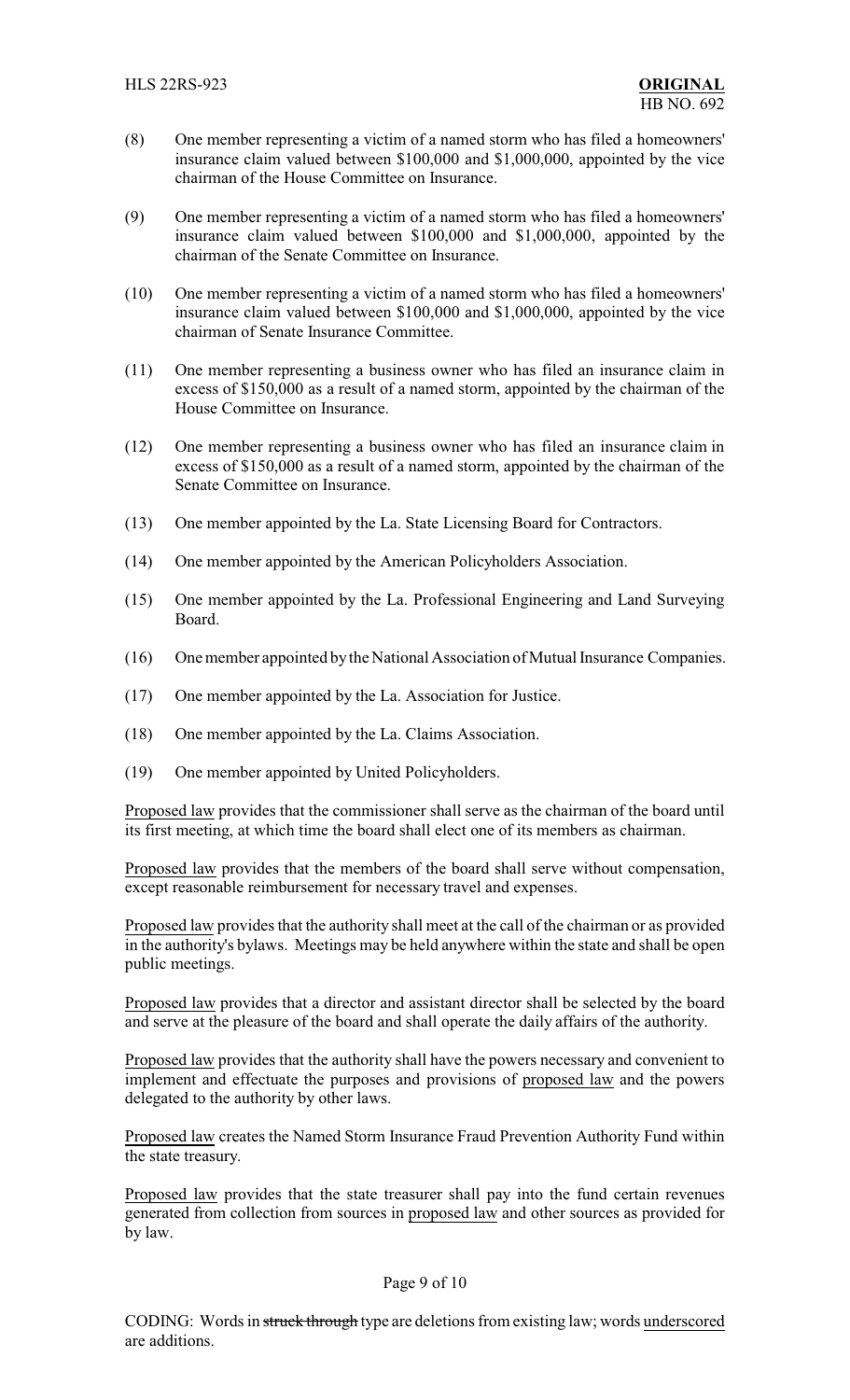(8) One member representing a victim of a named storm who has filed a homeowners' insurance claim valued between $100,000 and $1,000,000, appointed by the vice chairman of the House Committee on Insurance.

(9) One member representing a victim of a named storm who has filed a homeowners' insurance claim valued between $100,000 and $1,000,000, appointed by the chairman of the Senate Committee on Insurance.

(10) One member representing a victim of a named storm who has filed a homeowners' insurance claim valued between $100,000 and $1,000,000, appointed by the vice chairman of Senate Insurance Committee.

(11) One member representing a business owner who has filed an insurance claim in excess of $150,000 as a result of a named storm, appointed by the chairman of the House Committee on Insurance.

(12) One member representing a business owner who has filed an insurance claim in excess of $150,000 as a result of a named storm, appointed by the chairman of the Senate Committee on Insurance.

(13) One member appointed by the La. State Licensing Board for Contractors.

(14) One member appointed by the American Policyholders Association.

(15) One member appointed by the La. Professional Engineering and Land Surveying Board.

(16) One member appointed by the National Association of Mutual Insurance Companies.

(17) One member appointed by the La. Association for Justice.

(18) One member appointed by the La. Claims Association.

(19) One member appointed by United Policyholders.

Proposed law provides that the commissioner shall serve as the chairman of the board until its first meeting, at which time the board shall elect one of its members as chairman.

Proposed law provides that the members of the board shall serve without compensation, except reasonable reimbursement for necessary travel and expenses.

Proposed law provides that the authority shall meet at the call of the chairman or as provided in the authority's bylaws. Meetings may be held anywhere within the state and shall be open public meetings.

Proposed law provides that a director and assistant director shall be selected by the board and serve at the pleasure of the board and shall operate the daily affairs of the authority.

Proposed law provides that the authority shall have the powers necessary and convenient to implement and effectuate the purposes and provisions of proposed law and the powers delegated to the authority by other laws.

Proposed law creates the Named Storm Insurance Fraud Prevention Authority Fund within the state treasury.

Proposed law provides that the state treasurer shall pay into the fund certain revenues generated from collection from sources in proposed law and other sources as provided for by law.

CODING: Words in ~~struck through~~ type are deletions from existing law; words underscored are additions.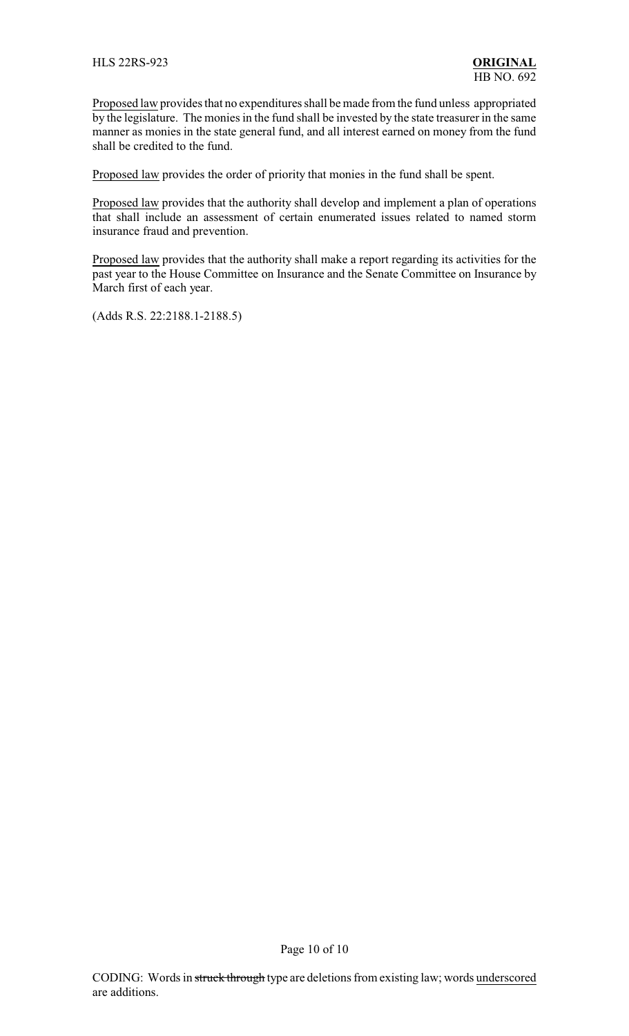Proposed law provides that no expenditures shall be made from the fund unless appropriated by the legislature. The monies in the fund shall be invested by the state treasurer in the same manner as monies in the state general fund, and all interest earned on money from the fund shall be credited to the fund.

Proposed law provides the order of priority that monies in the fund shall be spent.

Proposed law provides that the authority shall develop and implement a plan of operations that shall include an assessment of certain enumerated issues related to named storm insurance fraud and prevention.

Proposed law provides that the authority shall make a report regarding its activities for the past year to the House Committee on Insurance and the Senate Committee on Insurance by March first of each year.

(Adds R.S. 22:2188.1-2188.5)

CODING: Words in ~~struck through~~ type are deletions from existing law; words underscored are additions.